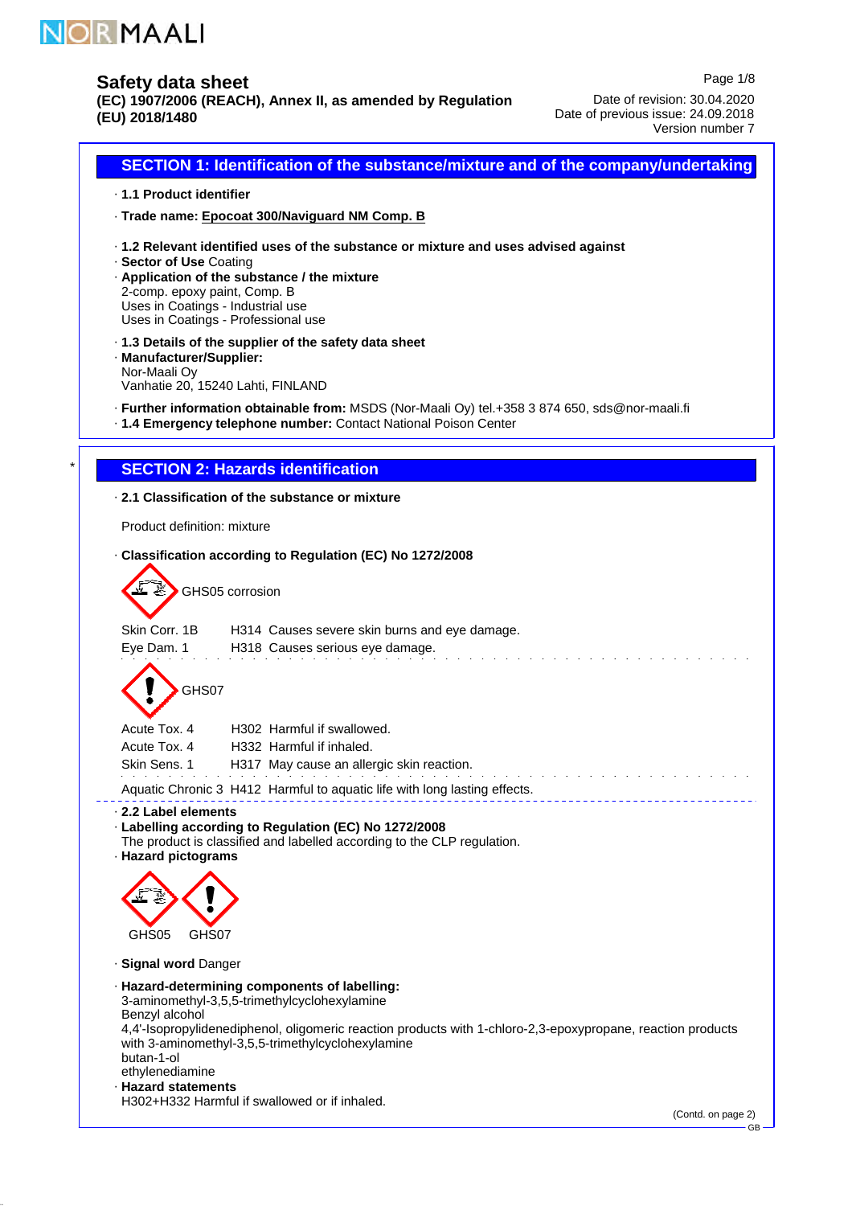NORMAALI

# Safety data sheet

**(EC) 1907/2006 (REACH), Annex II, as amended by Regulation (EU) 2018/1480**

Date of revision: 30.04.2020
Date of previous issue: 24.09.2018
Version number 7

## SECTION 1: Identification of the substance/mixture and of the company/undertaking

· **1.1 Product identifier**

· **Trade name: Epocoat 300/Naviguard NM Comp. B**

· **1.2 Relevant identified uses of the substance or mixture and uses advised against**
· **Sector of Use** Coating
· **Application of the substance / the mixture**
2-comp. epoxy paint, Comp. B
Uses in Coatings - Industrial use
Uses in Coatings - Professional use

· **1.3 Details of the supplier of the safety data sheet**
· **Manufacturer/Supplier:**
Nor-Maali Oy
Vanhatie 20, 15240 Lahti, FINLAND

· **Further information obtainable from:** MSDS (Nor-Maali Oy) tel.+358 3 874 650, sds@nor-maali.fi
· **1.4 Emergency telephone number:** Contact National Poison Center

## * SECTION 2: Hazards identification

· **2.1 Classification of the substance or mixture**

Product definition: mixture

· **Classification according to Regulation (EC) No 1272/2008**

GHS05 corrosion

Skin Corr. 1B H314 Causes severe skin burns and eye damage.
Eye Dam. 1 H318 Causes serious eye damage.

GHS07

Acute Tox. 4 H302 Harmful if swallowed.
Acute Tox. 4 H332 Harmful if inhaled.
Skin Sens. 1 H317 May cause an allergic skin reaction.

Aquatic Chronic 3 H412 Harmful to aquatic life with long lasting effects.

· **2.2 Label elements**
· **Labelling according to Regulation (EC) No 1272/2008**
The product is classified and labelled according to the CLP regulation.
· **Hazard pictograms**

GHS05 GHS07

· **Signal word** Danger

· **Hazard-determining components of labelling:**
3-aminomethyl-3,5,5-trimethylcyclohexylamine
Benzyl alcohol
4,4'-Isopropylidenediphenol, oligomeric reaction products with 1-chloro-2,3-epoxypropane, reaction products with 3-aminomethyl-3,5,5-trimethylcyclohexylamine
butan-1-ol
ethylenediamine
· **Hazard statements**
H302+H332 Harmful if swallowed or if inhaled.

(Contd. on page 2)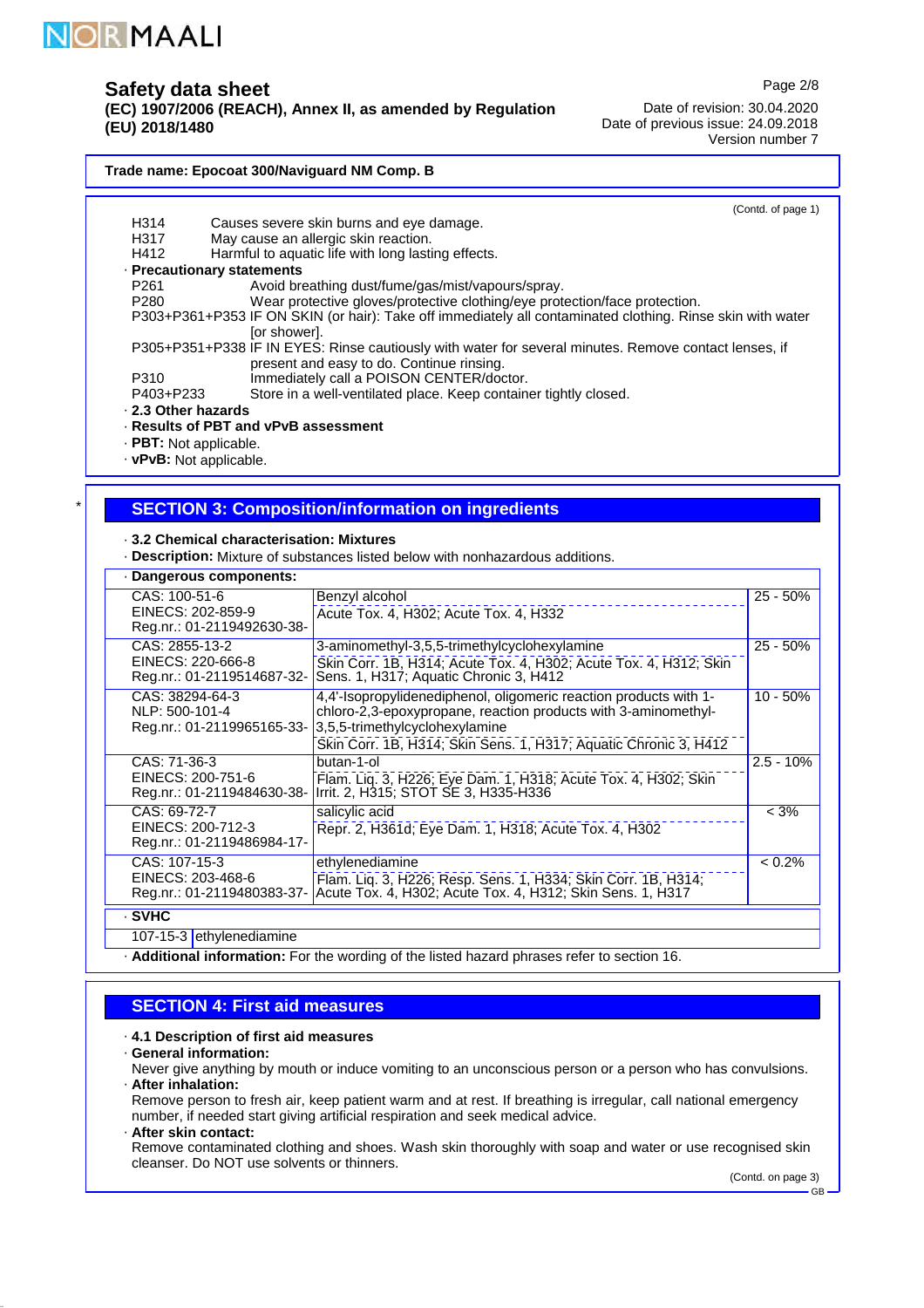**Trade name: Epocoat 300/Naviguard NM Comp. B**

(Contd. of page 1)

H314 Causes severe skin burns and eye damage.
H317 May cause an allergic skin reaction.
H412 Harmful to aquatic life with long lasting effects.

· **Precautionary statements**

P261 Avoid breathing dust/fume/gas/mist/vapours/spray.
P280 Wear protective gloves/protective clothing/eye protection/face protection.
P303+P361+P353 IF ON SKIN (or hair): Take off immediately all contaminated clothing. Rinse skin with water [or shower].
P305+P351+P338 IF IN EYES: Rinse cautiously with water for several minutes. Remove contact lenses, if present and easy to do. Continue rinsing.
P310 Immediately call a POISON CENTER/doctor.
P403+P233 Store in a well-ventilated place. Keep container tightly closed.

· **2.3 Other hazards**
· **Results of PBT and vPvB assessment**
· **PBT:** Not applicable.
· **vPvB:** Not applicable.

*

## SECTION 3: Composition/information on ingredients

· **3.2 Chemical characterisation: Mixtures**
· **Description:** Mixture of substances listed below with nonhazardous additions.

· **Dangerous components:**

| Identifiers | Substance / Classification | Concentration |
|---|---|---|
| CAS: 100-51-6<br>EINECS: 202-859-9<br>Reg.nr.: 01-2119492630-38- | Benzyl alcohol<br>Acute Tox. 4, H302; Acute Tox. 4, H332 | 25 - 50% |
| CAS: 2855-13-2<br>EINECS: 220-666-8<br>Reg.nr.: 01-2119514687-32- | 3-aminomethyl-3,5,5-trimethylcyclohexylamine<br>Skin Corr. 1B, H314; Acute Tox. 4, H302; Acute Tox. 4, H312; Skin Sens. 1, H317; Aquatic Chronic 3, H412 | 25 - 50% |
| CAS: 38294-64-3<br>NLP: 500-101-4<br>Reg.nr.: 01-2119965165-33- | 4,4'-Isopropylidenediphenol, oligomeric reaction products with 1-chloro-2,3-epoxypropane, reaction products with 3-aminomethyl-3,5,5-trimethylcyclohexylamine<br>Skin Corr. 1B, H314; Skin Sens. 1, H317; Aquatic Chronic 3, H412 | 10 - 50% |
| CAS: 71-36-3<br>EINECS: 200-751-6<br>Reg.nr.: 01-2119484630-38- | butan-1-ol<br>Flam. Liq. 3, H226; Eye Dam. 1, H318; Acute Tox. 4, H302; Skin Irrit. 2, H315; STOT SE 3, H335-H336 | 2.5 - 10% |
| CAS: 69-72-7<br>EINECS: 200-712-3<br>Reg.nr.: 01-2119486984-17- | salicylic acid<br>Repr. 2, H361d; Eye Dam. 1, H318; Acute Tox. 4, H302 | < 3% |
| CAS: 107-15-3<br>EINECS: 203-468-6<br>Reg.nr.: 01-2119480383-37- | ethylenediamine<br>Flam. Liq. 3, H226; Resp. Sens. 1, H334; Skin Corr. 1B, H314; Acute Tox. 4, H302; Acute Tox. 4, H312; Skin Sens. 1, H317 | < 0.2% |

· **SVHC**

| | |
|---|---|
| 107-15-3 | ethylenediamine |

· **Additional information:** For the wording of the listed hazard phrases refer to section 16.

## SECTION 4: First aid measures

· **4.1 Description of first aid measures**
· **General information:**
Never give anything by mouth or induce vomiting to an unconscious person or a person who has convulsions.
· **After inhalation:**
Remove person to fresh air, keep patient warm and at rest. If breathing is irregular, call national emergency number, if needed start giving artificial respiration and seek medical advice.
· **After skin contact:**
Remove contaminated clothing and shoes. Wash skin thoroughly with soap and water or use recognised skin cleanser. Do NOT use solvents or thinners.

(Contd. on page 3)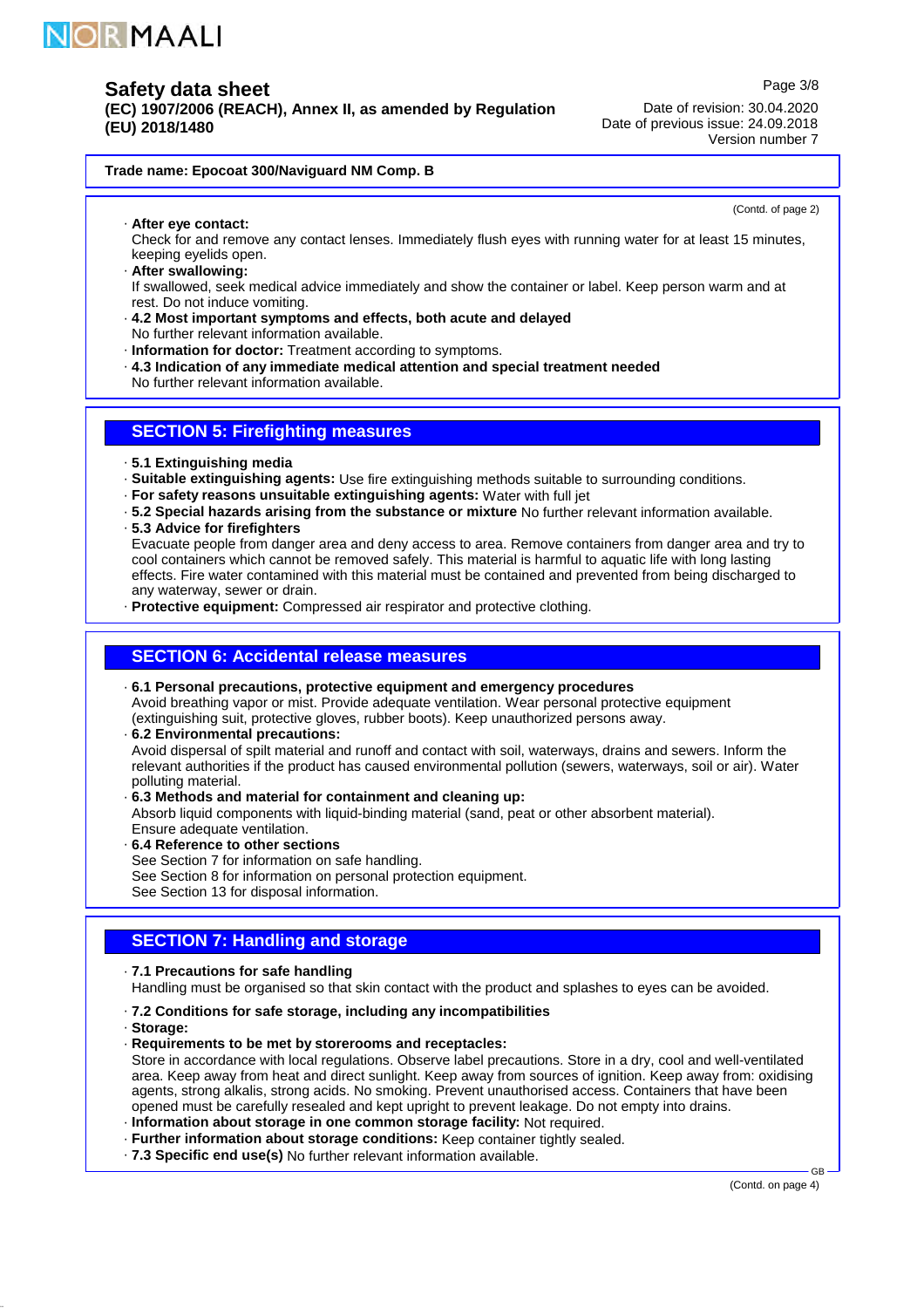**Trade name: Epocoat 300/Naviguard NM Comp. B**

(Contd. of page 2)

· **After eye contact:**
Check for and remove any contact lenses. Immediately flush eyes with running water for at least 15 minutes, keeping eyelids open.

· **After swallowing:**
If swallowed, seek medical advice immediately and show the container or label. Keep person warm and at rest. Do not induce vomiting.

· **4.2 Most important symptoms and effects, both acute and delayed**
No further relevant information available.

· **Information for doctor:** Treatment according to symptoms.

· **4.3 Indication of any immediate medical attention and special treatment needed**
No further relevant information available.

## SECTION 5: Firefighting measures

· **5.1 Extinguishing media**

· **Suitable extinguishing agents:** Use fire extinguishing methods suitable to surrounding conditions.

· **For safety reasons unsuitable extinguishing agents:** Water with full jet

· **5.2 Special hazards arising from the substance or mixture** No further relevant information available.

· **5.3 Advice for firefighters**
Evacuate people from danger area and deny access to area. Remove containers from danger area and try to cool containers which cannot be removed safely. This material is harmful to aquatic life with long lasting effects. Fire water contaminated with this material must be contained and prevented from being discharged to any waterway, sewer or drain.

· **Protective equipment:** Compressed air respirator and protective clothing.

## SECTION 6: Accidental release measures

· **6.1 Personal precautions, protective equipment and emergency procedures**
Avoid breathing vapor or mist. Provide adequate ventilation. Wear personal protective equipment (extinguishing suit, protective gloves, rubber boots). Keep unauthorized persons away.

· **6.2 Environmental precautions:**
Avoid dispersal of spilt material and runoff and contact with soil, waterways, drains and sewers. Inform the relevant authorities if the product has caused environmental pollution (sewers, waterways, soil or air). Water polluting material.

· **6.3 Methods and material for containment and cleaning up:**
Absorb liquid components with liquid-binding material (sand, peat or other absorbent material).
Ensure adequate ventilation.

· **6.4 Reference to other sections**
See Section 7 for information on safe handling.
See Section 8 for information on personal protection equipment.
See Section 13 for disposal information.

## SECTION 7: Handling and storage

· **7.1 Precautions for safe handling**
Handling must be organised so that skin contact with the product and splashes to eyes can be avoided.

· **7.2 Conditions for safe storage, including any incompatibilities**

· **Storage:**

· **Requirements to be met by storerooms and receptacles:**
Store in accordance with local regulations. Observe label precautions. Store in a dry, cool and well-ventilated area. Keep away from heat and direct sunlight. Keep away from sources of ignition. Keep away from: oxidising agents, strong alkalis, strong acids. No smoking. Prevent unauthorised access. Containers that have been opened must be carefully resealed and kept upright to prevent leakage. Do not empty into drains.

· **Information about storage in one common storage facility:** Not required.

· **Further information about storage conditions:** Keep container tightly sealed.

· **7.3 Specific end use(s)** No further relevant information available.

(Contd. on page 4)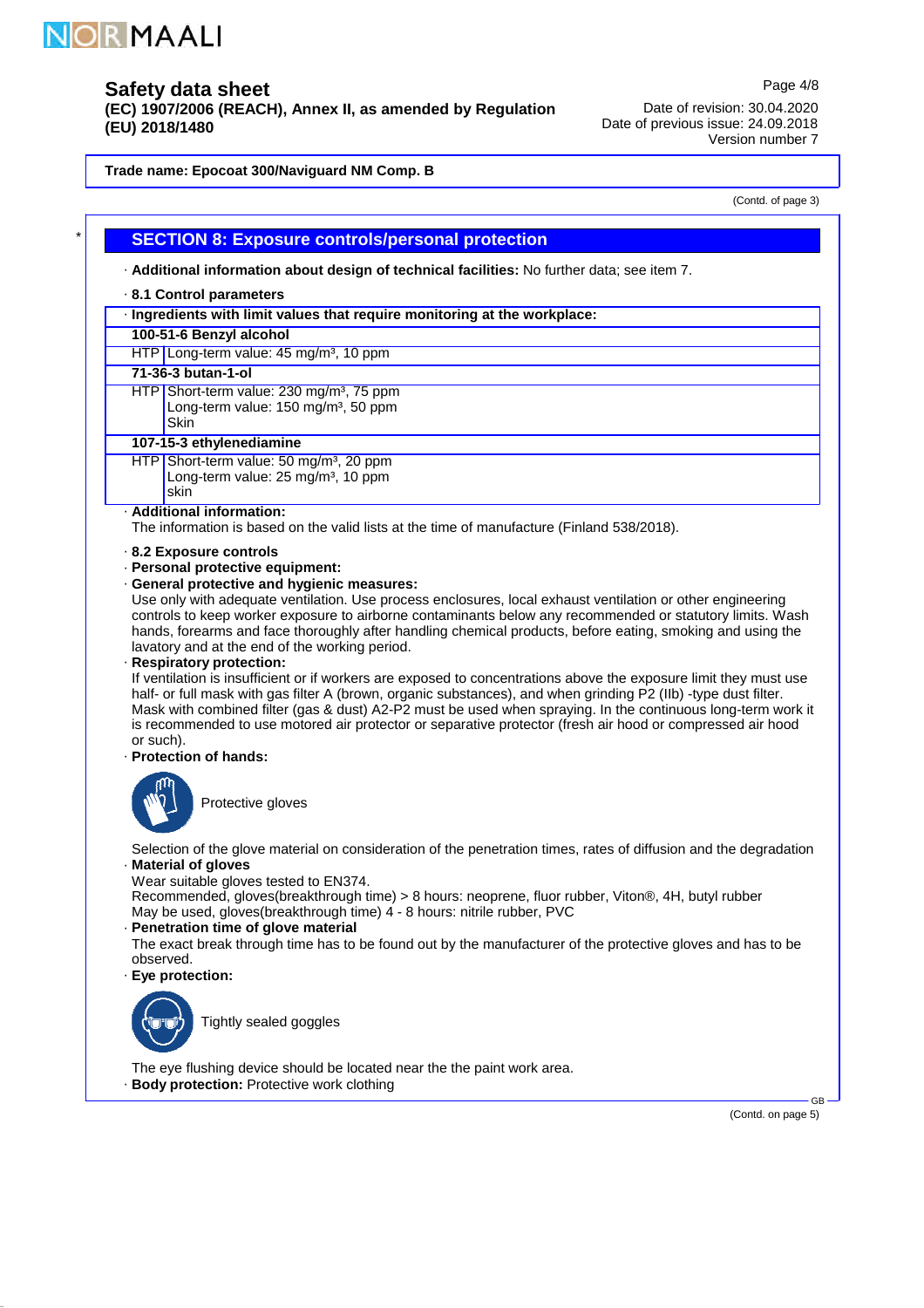## SECTION 8: Exposure controls/personal protection

· **Additional information about design of technical facilities:** No further data; see item 7.

· **8.1 Control parameters**

| · **Ingredients with limit values that require monitoring at the workplace:** | |
|---|---|
| **100-51-6 Benzyl alcohol** | |
| HTP | Long-term value: 45 mg/m³, 10 ppm |
| **71-36-3 butan-1-ol** | |
| HTP | Short-term value: 230 mg/m³, 75 ppm<br>Long-term value: 150 mg/m³, 50 ppm<br>Skin |
| **107-15-3 ethylenediamine** | |
| HTP | Short-term value: 50 mg/m³, 20 ppm<br>Long-term value: 25 mg/m³, 10 ppm<br>skin |

· **Additional information:**
The information is based on the valid lists at the time of manufacture (Finland 538/2018).

· **8.2 Exposure controls**
· **Personal protective equipment:**
· **General protective and hygienic measures:**
Use only with adequate ventilation. Use process enclosures, local exhaust ventilation or other engineering controls to keep worker exposure to airborne contaminants below any recommended or statutory limits. Wash hands, forearms and face thoroughly after handling chemical products, before eating, smoking and using the lavatory and at the end of the working period.
· **Respiratory protection:**
If ventilation is insufficient or if workers are exposed to concentrations above the exposure limit they must use half- or full mask with gas filter A (brown, organic substances), and when grinding P2 (IIb) -type dust filter. Mask with combined filter (gas & dust) A2-P2 must be used when spraying. In the continuous long-term work it is recommended to use motored air protector or separative protector (fresh air hood or compressed air hood or such).
· **Protection of hands:**

Protective gloves

Selection of the glove material on consideration of the penetration times, rates of diffusion and the degradation
· **Material of gloves**
Wear suitable gloves tested to EN374.
Recommended, gloves(breakthrough time) > 8 hours: neoprene, fluor rubber, Viton®, 4H, butyl rubber
May be used, gloves(breakthrough time) 4 - 8 hours: nitrile rubber, PVC
· **Penetration time of glove material**
The exact break through time has to be found out by the manufacturer of the protective gloves and has to be observed.
· **Eye protection:**

Tightly sealed goggles

The eye flushing device should be located near the the paint work area.
· **Body protection:** Protective work clothing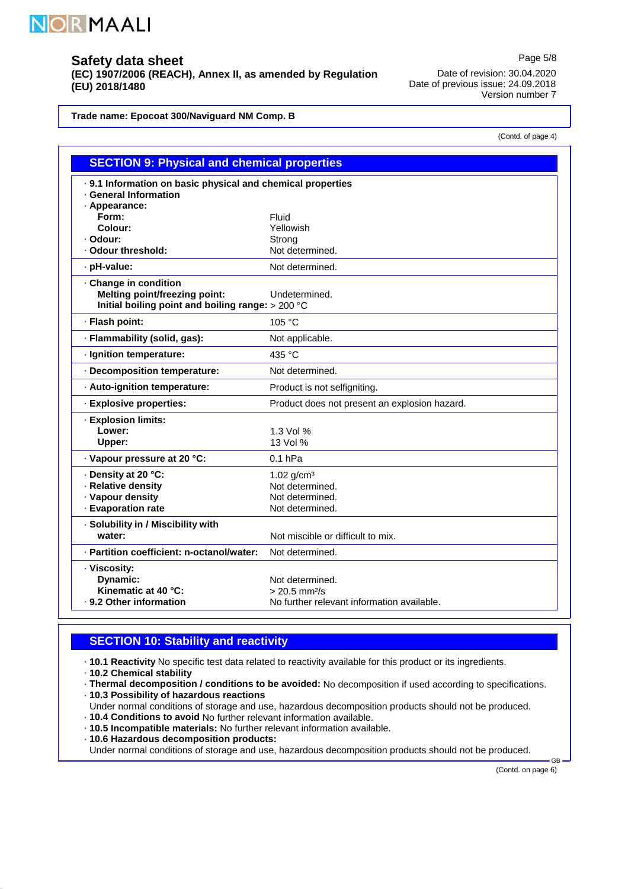**Trade name: Epocoat 300/Naviguard NM Comp. B**

(Contd. of page 4)

## SECTION 9: Physical and chemical properties

| Property | Value |
|---|---|
| · **9.1 Information on basic physical and chemical properties** | |
| · **General Information** | |
| · **Appearance:** | |
| **Form:** | Fluid |
| **Colour:** | Yellowish |
| · **Odour:** | Strong |
| · **Odour threshold:** | Not determined. |
| · **pH-value:** | Not determined. |
| · **Change in condition** | |
| **Melting point/freezing point:** | Undetermined. |
| **Initial boiling point and boiling range:** | > 200 °C |
| · **Flash point:** | 105 °C |
| · **Flammability (solid, gas):** | Not applicable. |
| · **Ignition temperature:** | 435 °C |
| · **Decomposition temperature:** | Not determined. |
| · **Auto-ignition temperature:** | Product is not selfigniting. |
| · **Explosive properties:** | Product does not present an explosion hazard. |
| · **Explosion limits:** | |
| **Lower:** | 1.3 Vol % |
| **Upper:** | 13 Vol % |
| · **Vapour pressure at 20 °C:** | 0.1 hPa |
| · **Density at 20 °C:** | 1.02 g/cm³ |
| · **Relative density** | Not determined. |
| · **Vapour density** | Not determined. |
| · **Evaporation rate** | Not determined. |
| · **Solubility in / Miscibility with** | |
| **water:** | Not miscible or difficult to mix. |
| · **Partition coefficient: n-octanol/water:** | Not determined. |
| · **Viscosity:** | |
| **Dynamic:** | Not determined. |
| **Kinematic at 40 °C:** | > 20.5 mm²/s |
| · **9.2 Other information** | No further relevant information available. |

## SECTION 10: Stability and reactivity

- · **10.1 Reactivity** No specific test data related to reactivity available for this product or its ingredients.
- · **10.2 Chemical stability**
- · **Thermal decomposition / conditions to be avoided:** No decomposition if used according to specifications.
- · **10.3 Possibility of hazardous reactions**
  Under normal conditions of storage and use, hazardous decomposition products should not be produced.
- · **10.4 Conditions to avoid** No further relevant information available.
- · **10.5 Incompatible materials:** No further relevant information available.
- · **10.6 Hazardous decomposition products:**
  Under normal conditions of storage and use, hazardous decomposition products should not be produced.

(Contd. on page 6)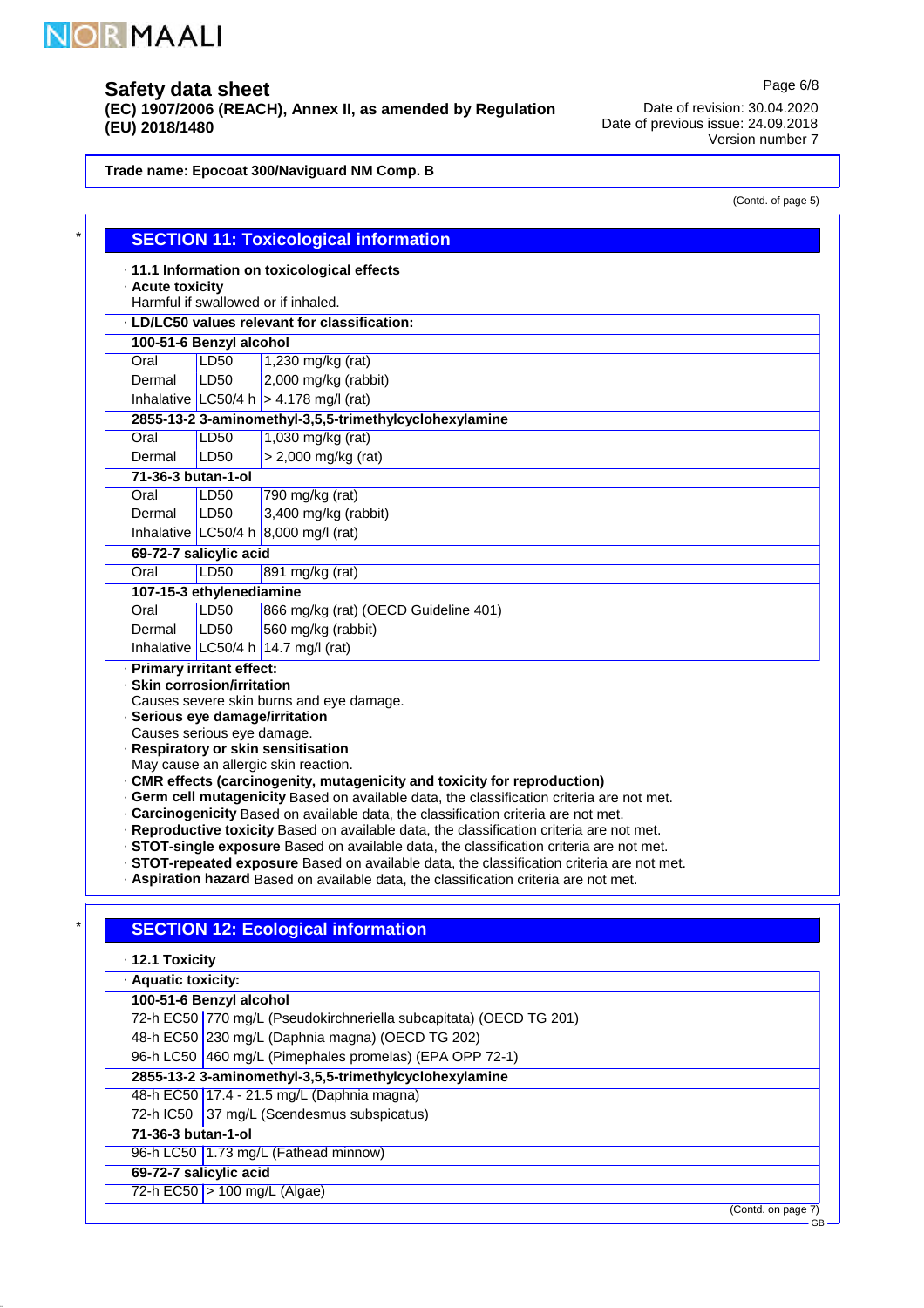Trade name: Epocoat 300/Naviguard NM Comp. B

(Contd. of page 5)

## SECTION 11: Toxicological information

· **11.1 Information on toxicological effects**

· **Acute toxicity**

Harmful if swallowed or if inhaled.

| · LD/LC50 values relevant for classification: | | |
|---|---|---|
| **100-51-6 Benzyl alcohol** | | |
| Oral | LD50 | 1,230 mg/kg (rat) |
| Dermal | LD50 | 2,000 mg/kg (rabbit) |
| Inhalative | LC50/4 h | > 4.178 mg/l (rat) |
| **2855-13-2 3-aminomethyl-3,5,5-trimethylcyclohexylamine** | | |
| Oral | LD50 | 1,030 mg/kg (rat) |
| Dermal | LD50 | > 2,000 mg/kg (rat) |
| **71-36-3 butan-1-ol** | | |
| Oral | LD50 | 790 mg/kg (rat) |
| Dermal | LD50 | 3,400 mg/kg (rabbit) |
| Inhalative | LC50/4 h | 8,000 mg/l (rat) |
| **69-72-7 salicylic acid** | | |
| Oral | LD50 | 891 mg/kg (rat) |
| **107-15-3 ethylenediamine** | | |
| Oral | LD50 | 866 mg/kg (rat) (OECD Guideline 401) |
| Dermal | LD50 | 560 mg/kg (rabbit) |
| Inhalative | LC50/4 h | 14.7 mg/l (rat) |

· **Primary irritant effect:**

· **Skin corrosion/irritation**

Causes severe skin burns and eye damage.

· **Serious eye damage/irritation**

Causes serious eye damage.

· **Respiratory or skin sensitisation**

May cause an allergic skin reaction.

· **CMR effects (carcinogenity, mutagenicity and toxicity for reproduction)**

· **Germ cell mutagenicity** Based on available data, the classification criteria are not met.

· **Carcinogenicity** Based on available data, the classification criteria are not met.

· **Reproductive toxicity** Based on available data, the classification criteria are not met.

· **STOT-single exposure** Based on available data, the classification criteria are not met.

· **STOT-repeated exposure** Based on available data, the classification criteria are not met.

· **Aspiration hazard** Based on available data, the classification criteria are not met.

## SECTION 12: Ecological information

· **12.1 Toxicity**

| · Aquatic toxicity: | |
|---|---|
| **100-51-6 Benzyl alcohol** | |
| 72-h EC50 | 770 mg/L (Pseudokirchneriella subcapitata) (OECD TG 201) |
| 48-h EC50 | 230 mg/L (Daphnia magna) (OECD TG 202) |
| 96-h LC50 | 460 mg/L (Pimephales promelas) (EPA OPP 72-1) |
| **2855-13-2 3-aminomethyl-3,5,5-trimethylcyclohexylamine** | |
| 48-h EC50 | 17.4 - 21.5 mg/L (Daphnia magna) |
| 72-h IC50 | 37 mg/L (Scendesmus subspicatus) |
| **71-36-3 butan-1-ol** | |
| 96-h LC50 | 1.73 mg/L (Fathead minnow) |
| **69-72-7 salicylic acid** | |
| 72-h EC50 | > 100 mg/L (Algae) |

(Contd. on page 7)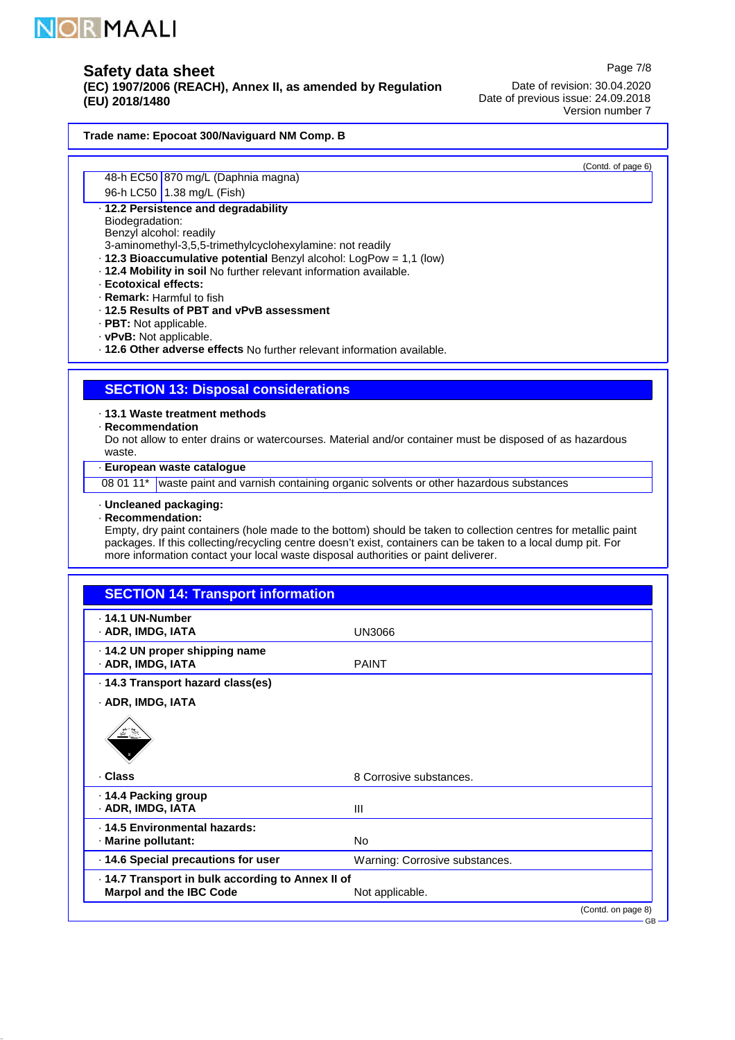Trade name: Epocoat 300/Naviguard NM Comp. B

(Contd. of page 6)

| | |
|---|---|
| 48-h EC50 | 870 mg/L (Daphnia magna) |
| 96-h LC50 | 1.38 mg/L (Fish) |

· **12.2 Persistence and degradability**
Biodegradation:
Benzyl alcohol: readily
3-aminomethyl-3,5,5-trimethylcyclohexylamine: not readily
· **12.3 Bioaccumulative potential** Benzyl alcohol: LogPow = 1,1 (low)
· **12.4 Mobility in soil** No further relevant information available.
· **Ecotoxical effects:**
· **Remark:** Harmful to fish
· **12.5 Results of PBT and vPvB assessment**
· **PBT:** Not applicable.
· **vPvB:** Not applicable.
· **12.6 Other adverse effects** No further relevant information available.

## SECTION 13: Disposal considerations

· **13.1 Waste treatment methods**
· **Recommendation**
Do not allow to enter drains or watercourses. Material and/or container must be disposed of as hazardous waste.

| · **European waste catalogue** | |
|---|---|
| 08 01 11* | waste paint and varnish containing organic solvents or other hazardous substances |

· **Uncleaned packaging:**
· **Recommendation:**
Empty, dry paint containers (hole made to the bottom) should be taken to collection centres for metallic paint packages. If this collecting/recycling centre doesn't exist, containers can be taken to a local dump pit. For more information contact your local waste disposal authorities or paint deliverer.

## SECTION 14: Transport information

| | |
|---|---|
| · **14.1 UN-Number**<br>· **ADR, IMDG, IATA** | UN3066 |
| · **14.2 UN proper shipping name**<br>· **ADR, IMDG, IATA** | PAINT |
| · **14.3 Transport hazard class(es)**<br>· **ADR, IMDG, IATA**<br>· **Class** | 8 Corrosive substances. |
| · **14.4 Packing group**<br>· **ADR, IMDG, IATA** | III |
| · **14.5 Environmental hazards:**<br>· **Marine pollutant:** | No |
| · **14.6 Special precautions for user** | Warning: Corrosive substances. |
| · **14.7 Transport in bulk according to Annex II of Marpol and the IBC Code** | Not applicable. |

(Contd. on page 8)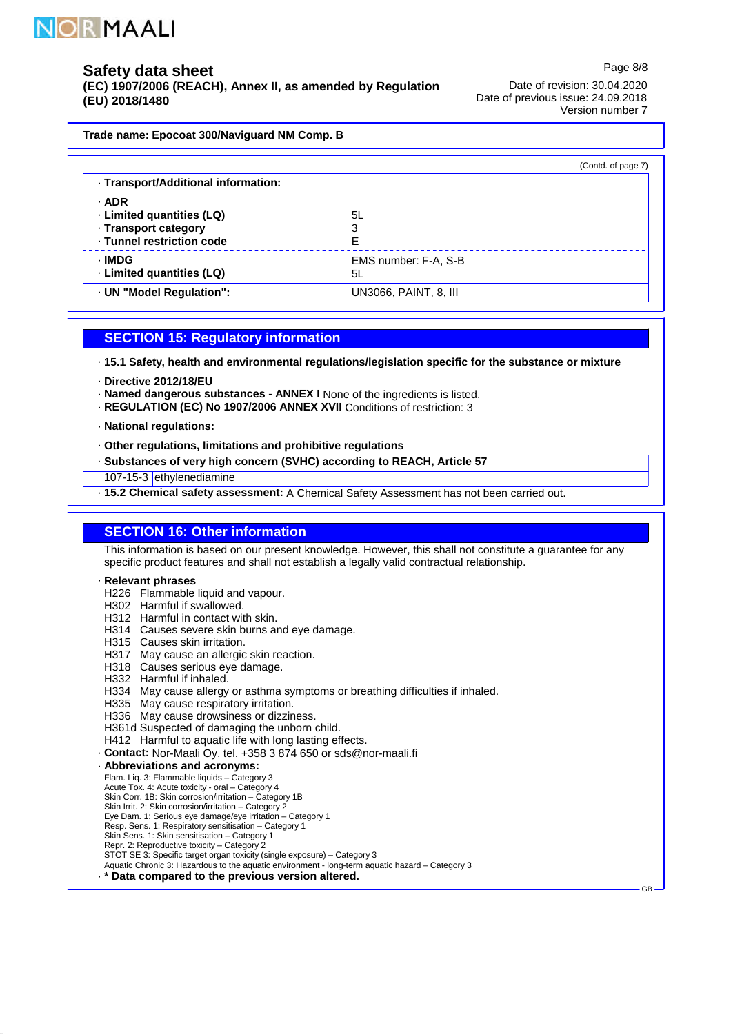**Trade name: Epocoat 300/Naviguard NM Comp. B**

(Contd. of page 7)

· **Transport/Additional information:**

| | |
|---|---|
| · **ADR** | |
| · **Limited quantities (LQ)** | 5L |
| · **Transport category** | 3 |
| · **Tunnel restriction code** | E |
| · **IMDG** | EMS number: F-A, S-B |
| · **Limited quantities (LQ)** | 5L |
| · **UN "Model Regulation":** | UN3066, PAINT, 8, III |

## SECTION 15: Regulatory information

· **15.1 Safety, health and environmental regulations/legislation specific for the substance or mixture**

· **Directive 2012/18/EU**
· **Named dangerous substances - ANNEX I** None of the ingredients is listed.
· **REGULATION (EC) No 1907/2006 ANNEX XVII** Conditions of restriction: 3

· **National regulations:**

· **Other regulations, limitations and prohibitive regulations**

· **Substances of very high concern (SVHC) according to REACH, Article 57**

| | |
|---|---|
| 107-15-3 | ethylenediamine |

· **15.2 Chemical safety assessment:** A Chemical Safety Assessment has not been carried out.

## SECTION 16: Other information

This information is based on our present knowledge. However, this shall not constitute a guarantee for any specific product features and shall not establish a legally valid contractual relationship.

· **Relevant phrases**

H226 Flammable liquid and vapour.
H302 Harmful if swallowed.
H312 Harmful in contact with skin.
H314 Causes severe skin burns and eye damage.
H315 Causes skin irritation.
H317 May cause an allergic skin reaction.
H318 Causes serious eye damage.
H332 Harmful if inhaled.
H334 May cause allergy or asthma symptoms or breathing difficulties if inhaled.
H335 May cause respiratory irritation.
H336 May cause drowsiness or dizziness.
H361d Suspected of damaging the unborn child.
H412 Harmful to aquatic life with long lasting effects.

· **Contact:** Nor-Maali Oy, tel. +358 3 874 650 or sds@nor-maali.fi

· **Abbreviations and acronyms:**

Flam. Liq. 3: Flammable liquids – Category 3
Acute Tox. 4: Acute toxicity - oral – Category 4
Skin Corr. 1B: Skin corrosion/irritation – Category 1B
Skin Irrit. 2: Skin corrosion/irritation – Category 2
Eye Dam. 1: Serious eye damage/eye irritation – Category 1
Resp. Sens. 1: Respiratory sensitisation – Category 1
Skin Sens. 1: Skin sensitisation – Category 1
Repr. 2: Reproductive toxicity – Category 2
STOT SE 3: Specific target organ toxicity (single exposure) – Category 3
Aquatic Chronic 3: Hazardous to the aquatic environment - long-term aquatic hazard – Category 3

· **\* Data compared to the previous version altered.**